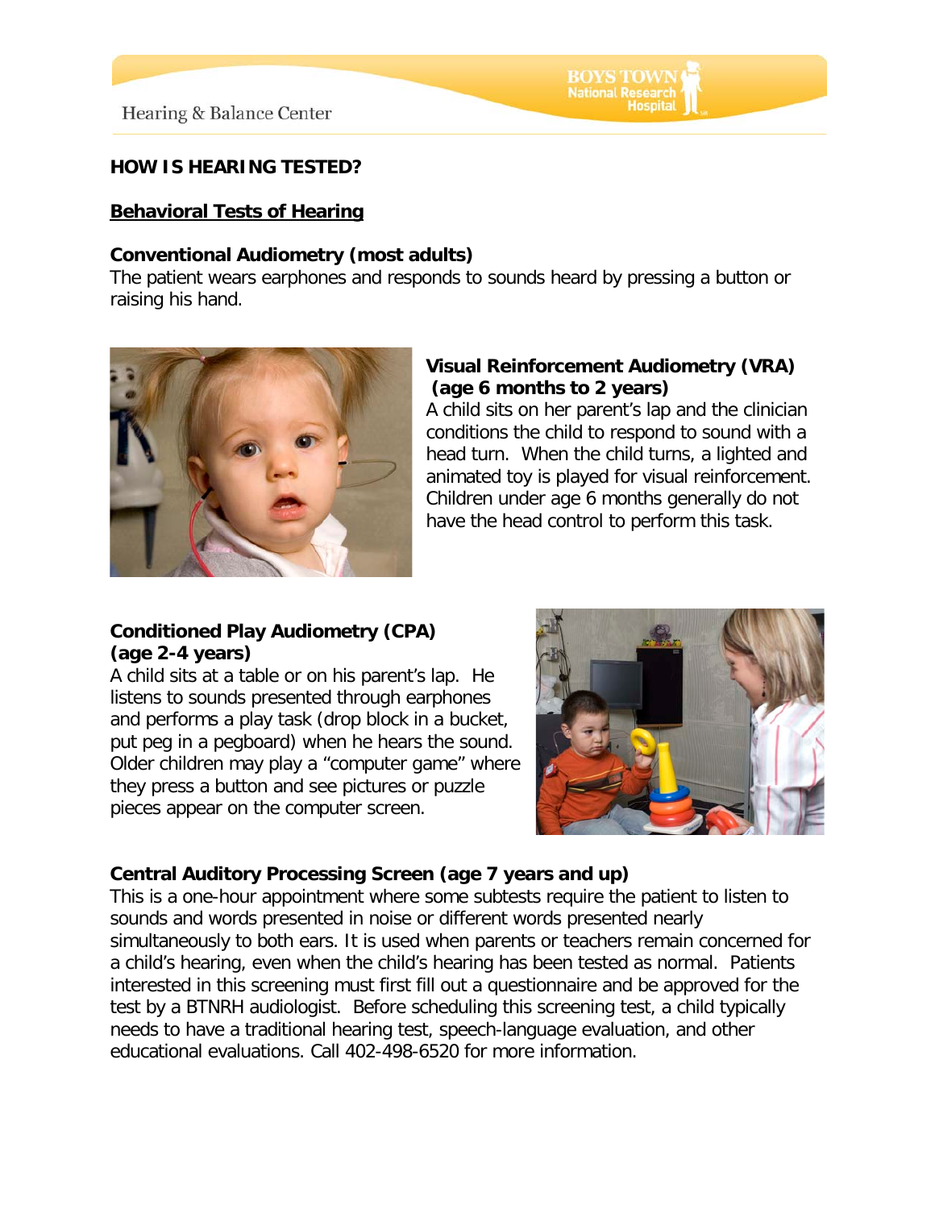# HOW IS HEARING TESTED?

## Behavioral Tests of Hearing

### Conventional Audiometry (most adults)

The patient wears earphones and responds to sounds heard by pressing a button or raising his hand.

### Visual Reinforcement Audiometry (VRA) (age 6 months to 2 years)

A child sits on her parent's lap and the clinician conditions the child to respond to sound with a head turn. When the child turns, a lighted and animated toy is played for visual reinforcement. Children under age 6 months generally do not have the head control to perform this task.

### Conditioned Play Audiometry (CPA) (age 2-4 years)

A child sits at a table or on his parent's lap. He listens to sounds presented through earphones and performs a play task (drop block in a bucket, put peg in a pegboard) when he hears the sound. Older children may play a "computer game" where they press a button and see pictures or puzzle pieces appear on the computer screen.

### Central Auditory Processing Screen (age 7 years and up)

This is a one-hour appointment where some subtests require the patient to listen to sounds and words presented in noise or different words presented nearly simultaneously to both ears. It is used when parents or teachers remain concerned for a child's hearing, even when the child's hearing has been tested as normal. Patients interested in this screening must first fill out a questionnaire and be approved for the test by a BTNRH audiologist. Before scheduling this screening test, a child typically needs to have a traditional hearing test, speech-language evaluation, and other educational evaluations. Call 402-498-6520 for more information.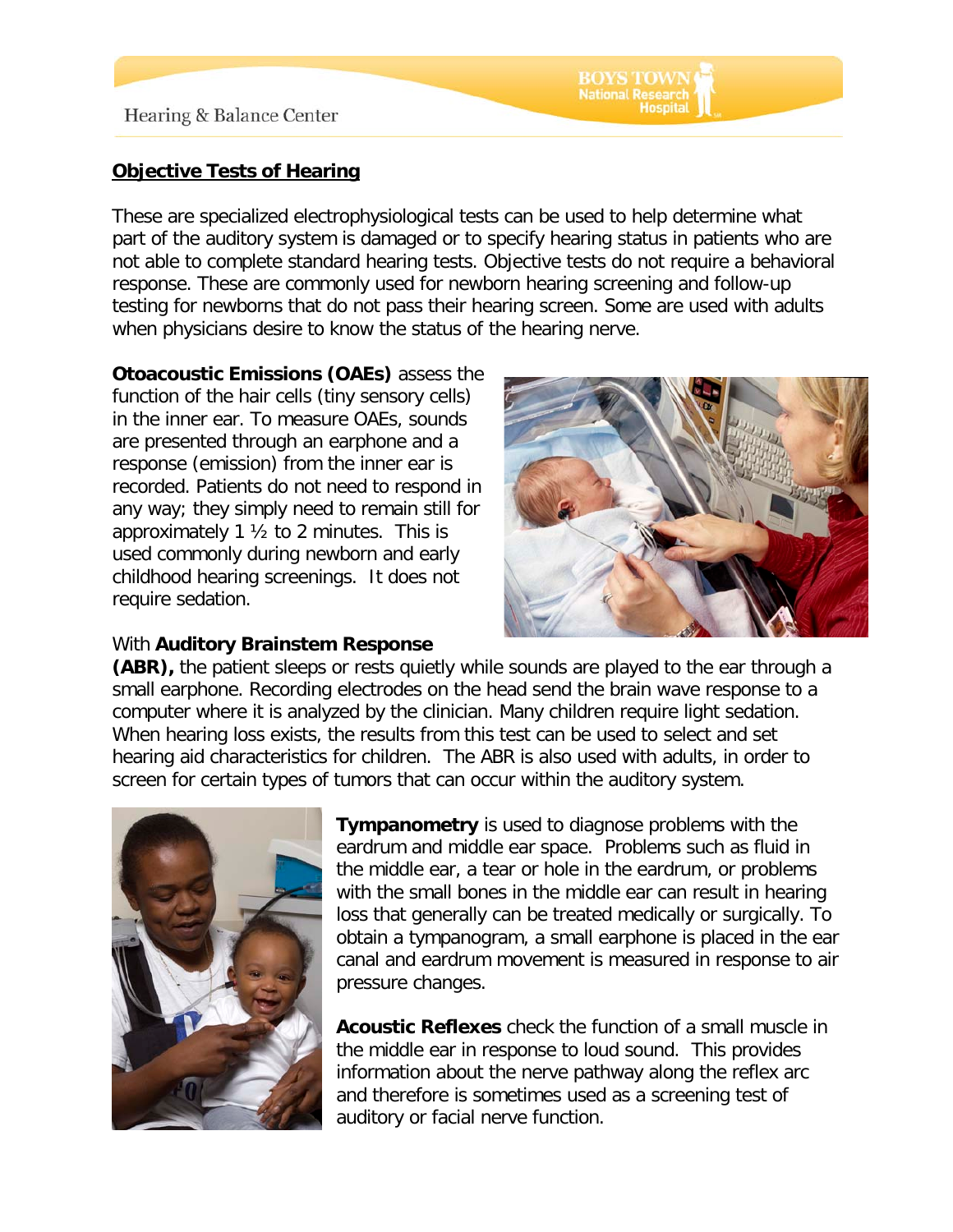## Objective Tests of Hearing

These are specialized electrophysiological tests can be used to help determine what part of the auditory system is damaged or to specify hearing status in patients who are not able to complete standard hearing tests. Objective tests do not require a behavioral response. These are commonly used for newborn hearing screening and follow-up testing for newborns that do not pass their hearing screen. Some are used with adults when physicians desire to know the status of the hearing nerve.

**Otoacoustic Emissions (OAEs)** assess the function of the hair cells (tiny sensory cells) in the inner ear. To measure OAEs, sounds are presented through an earphone and a response (emission) from the inner ear is recorded. Patients do not need to respond in any way; they simply need to remain still for approximately 1 ½ to 2 minutes. This is used commonly during newborn and early childhood hearing screenings. It does not require sedation.

With **Auditory Brainstem Response (ABR),** the patient sleeps or rests quietly while sounds are played to the ear through a small earphone. Recording electrodes on the head send the brain wave response to a computer where it is analyzed by the clinician. Many children require light sedation. When hearing loss exists, the results from this test can be used to select and set hearing aid characteristics for children. The ABR is also used with adults, in order to screen for certain types of tumors that can occur within the auditory system.

**Tympanometry** is used to diagnose problems with the eardrum and middle ear space. Problems such as fluid in the middle ear, a tear or hole in the eardrum, or problems with the small bones in the middle ear can result in hearing loss that generally can be treated medically or surgically. To obtain a tympanogram, a small earphone is placed in the ear canal and eardrum movement is measured in response to air pressure changes.

**Acoustic Reflexes** check the function of a small muscle in the middle ear in response to loud sound. This provides information about the nerve pathway along the reflex arc and therefore is sometimes used as a screening test of auditory or facial nerve function.